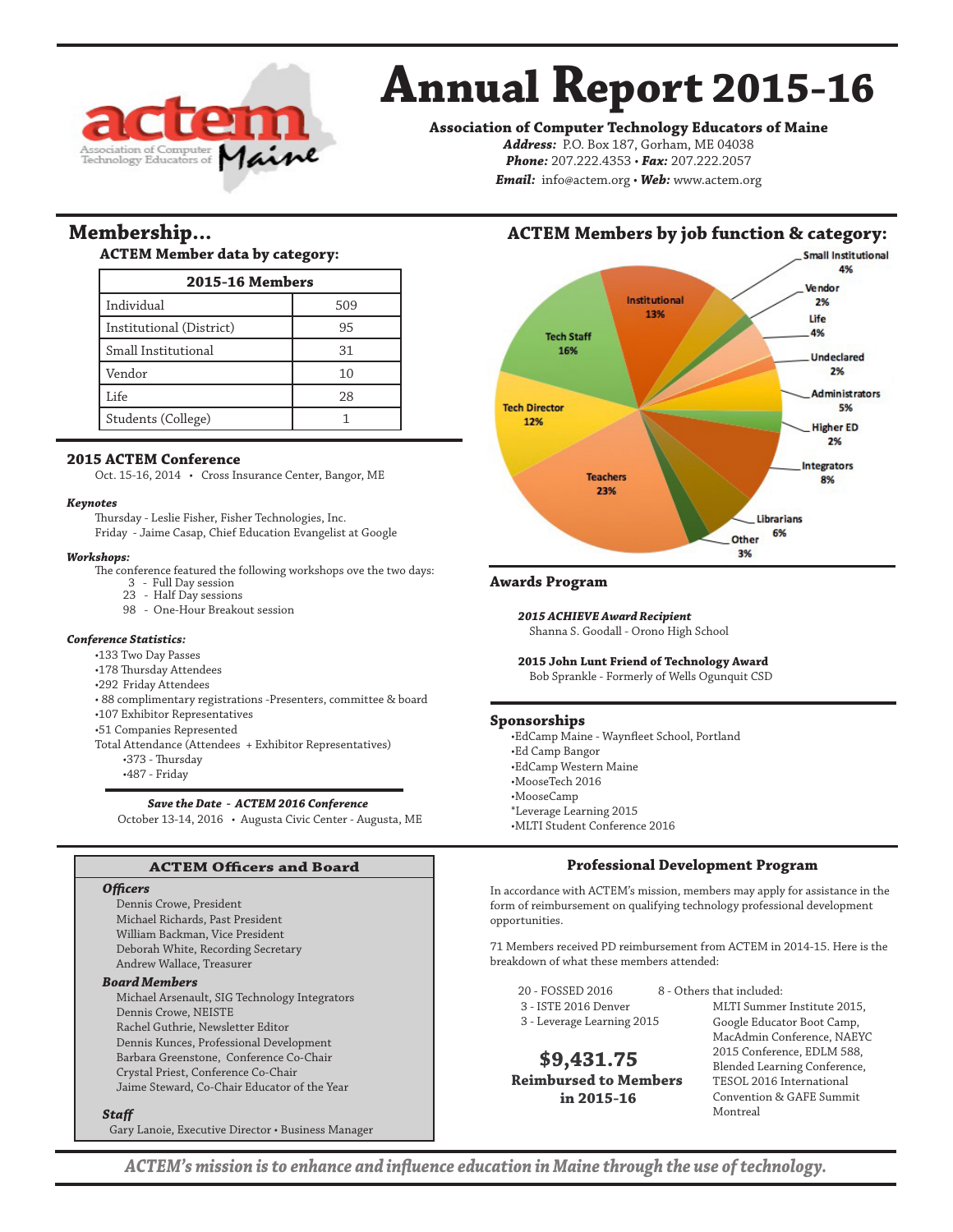# Annual Report 2015-16

**Association of Computer Technology Educators of Maine**

***Address:*** P.O. Box 187, Gorham, ME 04038
***Phone:*** 207.222.4353 • ***Fax:*** 207.222.2057
***Email:*** info@actem.org • ***Web:*** www.actem.org

## Membership...

### ACTEM Member data by category:

| 2015-16 Members | |
|---|---|
| Individual | 509 |
| Institutional (District) | 95 |
| Small Institutional | 31 |
| Vendor | 10 |
| Life | 28 |
| Students (College) | 1 |

## ACTEM Members by job function & category:

- Small Institutional 4%
- Vendor 2%
- Life 4%
- Undeclared 2%
- Administrators 5%
- Higher ED 2%
- Integrators 8%
- Librarians 6%
- Other 3%
- Teachers 23%
- Tech Director 12%
- Tech Staff 16%
- Institutional 13%

### 2015 ACTEM Conference

Oct. 15-16, 2014 • Cross Insurance Center, Bangor, ME

***Keynotes***

Thursday - Leslie Fisher, Fisher Technologies, Inc.
Friday - Jaime Casap, Chief Education Evangelist at Google

***Workshops:***

The conference featured the following workshops ove the two days:

- 3 - Full Day session
- 23 - Half Day sessions
- 98 - One-Hour Breakout session

***Conference Statistics:***

- •133 Two Day Passes
- •178 Thursday Attendees
- •292 Friday Attendees
- • 88 complimentary registrations -Presenters, committee & board
- •107 Exhibitor Representatives
- •51 Companies Represented

Total Attendance (Attendees + Exhibitor Representatives)

- •373 - Thursday
- •487 - Friday

***Save the Date - ACTEM 2016 Conference***
October 13-14, 2016 • Augusta Civic Center - Augusta, ME

### Awards Program

***2015 ACHIEVE Award Recipient***
Shanna S. Goodall - Orono High School

**2015 John Lunt Friend of Technology Award**
Bob Sprankle - Formerly of Wells Ogunquit CSD

### Sponsorships

- •EdCamp Maine - Waynfleet School, Portland
- •Ed Camp Bangor
- •EdCamp Western Maine
- •MooseTech 2016
- •MooseCamp
- *Leverage Learning 2015
- •MLTI Student Conference 2016

### ACTEM Officers and Board

***Officers***

Dennis Crowe, President
Michael Richards, Past President
William Backman, Vice President
Deborah White, Recording Secretary
Andrew Wallace, Treasurer

***Board Members***

Michael Arsenault, SIG Technology Integrators
Dennis Crowe, NEISTE
Rachel Guthrie, Newsletter Editor
Dennis Kunces, Professional Development
Barbara Greenstone, Conference Co-Chair
Crystal Priest, Conference Co-Chair
Jaime Steward, Co-Chair Educator of the Year

***Staff***

Gary Lanoie, Executive Director • Business Manager

### Professional Development Program

In accordance with ACTEM's mission, members may apply for assistance in the form of reimbursement on qualifying technology professional development opportunities.

71 Members received PD reimbursement from ACTEM in 2014-15. Here is the breakdown of what these members attended:

- 20 - FOSSED 2016
- 3 - ISTE 2016 Denver
- 3 - Leverage Learning 2015
- 8 - Others that included: MLTI Summer Institute 2015, Google Educator Boot Camp, MacAdmin Conference, NAEYC 2015 Conference, EDLM 588, Blended Learning Conference, TESOL 2016 International Convention & GAFE Summit Montreal

**$9,431.75**
**Reimbursed to Members in 2015-16**

***ACTEM's mission is to enhance and influence education in Maine through the use of technology.***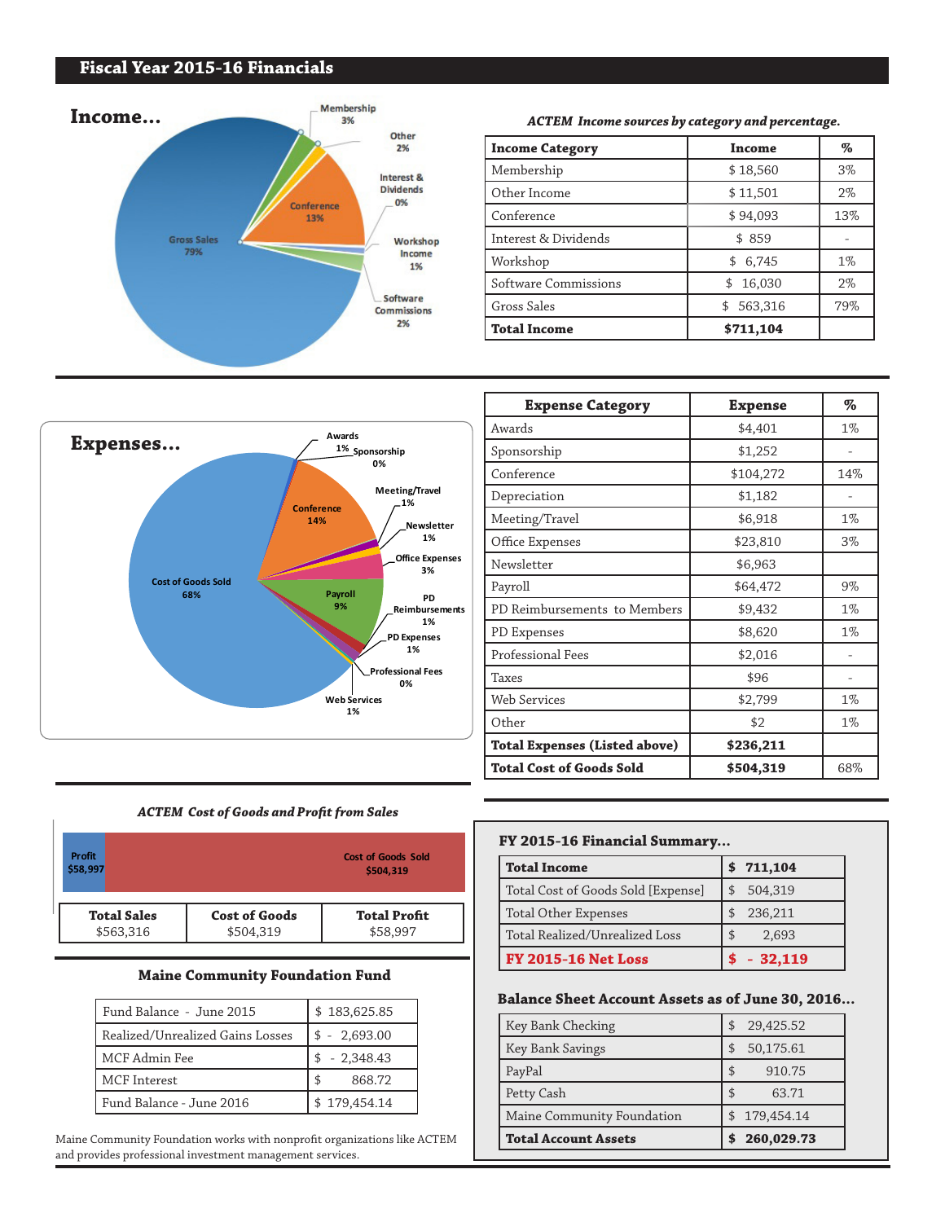## Fiscal Year 2015-16 Financials

### Income…

Membership 3%
Other 2%
Interest & Dividends 0%
Conference 13%
Gross Sales 79%
Workshop Income 1%
Software Commissions 2%

*ACTEM Income sources by category and percentage.*

| Income Category | Income | % |
|---|---|---|
| Membership | $ 18,560 | 3% |
| Other Income | $ 11,501 | 2% |
| Conference | $ 94,093 | 13% |
| Interest & Dividends | $ 859 | - |
| Workshop | $ 6,745 | 1% |
| Software Commissions | $ 16,030 | 2% |
| Gross Sales | $ 563,316 | 79% |
| **Total Income** | **$711,104** | |

### Expenses…

Awards 1%
Sponsorship 0%
Meeting/Travel 1%
Conference 14%
Newsletter 1%
Office Expenses 3%
Cost of Goods Sold 68%
Payroll 9%
PD Reimbursements 1%
PD Expenses 1%
Professional Fees 0%
Web Services 1%

| Expense Category | Expense | % |
|---|---|---|
| Awards | $4,401 | 1% |
| Sponsorship | $1,252 | - |
| Conference | $104,272 | 14% |
| Depreciation | $1,182 | - |
| Meeting/Travel | $6,918 | 1% |
| Office Expenses | $23,810 | 3% |
| Newsletter | $6,963 | |
| Payroll | $64,472 | 9% |
| PD Reimbursements to Members | $9,432 | 1% |
| PD Expenses | $8,620 | 1% |
| Professional Fees | $2,016 | - |
| Taxes | $96 | - |
| Web Services | $2,799 | 1% |
| Other | $2 | 1% |
| **Total Expenses (Listed above)** | **$236,211** | |
| **Total Cost of Goods Sold** | **$504,319** | 68% |

*ACTEM Cost of Goods and Profit from Sales*

Profit $58,997
Cost of Goods Sold $504,319

| Total Sales | Cost of Goods | Total Profit |
|---|---|---|
| $563,316 | $504,319 | $58,997 |

### Maine Community Foundation Fund

| | |
|---|---|
| Fund Balance - June 2015 | $ 183,625.85 |
| Realized/Unrealized Gains Losses | $ - 2,693.00 |
| MCF Admin Fee | $ - 2,348.43 |
| MCF Interest | $ 868.72 |
| Fund Balance - June 2016 | $ 179,454.14 |

Maine Community Foundation works with nonprofit organizations like ACTEM and provides professional investment management services.

### FY 2015-16 Financial Summary…

| | |
|---|---|
| **Total Income** | **$ 711,104** |
| Total Cost of Goods Sold [Expense] | $ 504,319 |
| Total Other Expenses | $ 236,211 |
| Total Realized/Unrealized Loss | $ 2,693 |
| **FY 2015-16 Net Loss** | **$ - 32,119** |

### Balance Sheet Account Assets as of June 30, 2016…

| | |
|---|---|
| Key Bank Checking | $ 29,425.52 |
| Key Bank Savings | $ 50,175.61 |
| PayPal | $ 910.75 |
| Petty Cash | $ 63.71 |
| Maine Community Foundation | $ 179,454.14 |
| **Total Account Assets** | **$ 260,029.73** |